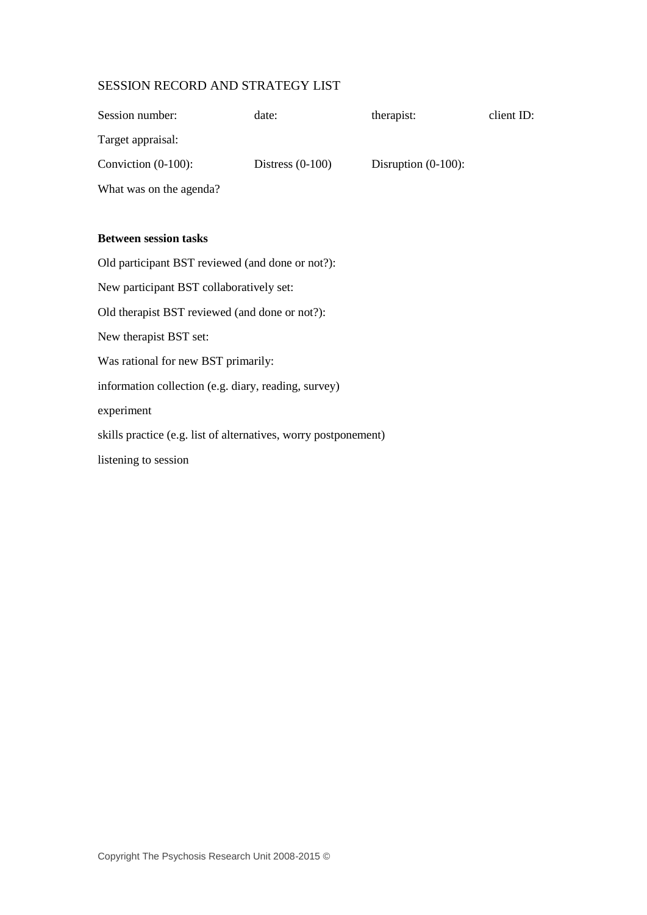# SESSION RECORD AND STRATEGY LIST

Session number: date: therapist: client ID:

Target appraisal:

Conviction (0-100): Distress (0-100) Disruption (0-100):

What was on the agenda?

**Between session tasks**

Old participant BST reviewed (and done or not?):

New participant BST collaboratively set:

Old therapist BST reviewed (and done or not?):

New therapist BST set:

Was rational for new BST primarily:

information collection (e.g. diary, reading, survey)

experiment

skills practice (e.g. list of alternatives, worry postponement)

listening to session

Copyright The Psychosis Research Unit 2008-2015 ©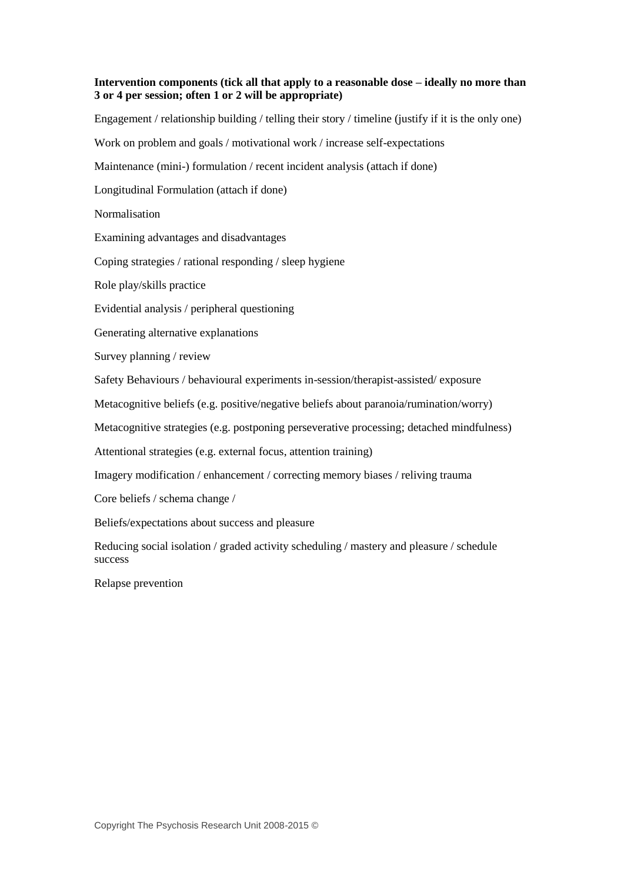**Intervention components (tick all that apply to a reasonable dose – ideally no more than 3 or 4 per session; often 1 or 2 will be appropriate)**

Engagement / relationship building / telling their story / timeline (justify if it is the only one)

Work on problem and goals / motivational work / increase self-expectations

Maintenance (mini-) formulation / recent incident analysis (attach if done)

Longitudinal Formulation (attach if done)

Normalisation

Examining advantages and disadvantages

Coping strategies / rational responding / sleep hygiene

Role play/skills practice

Evidential analysis / peripheral questioning

Generating alternative explanations

Survey planning / review

Safety Behaviours / behavioural experiments in-session/therapist-assisted/ exposure

Metacognitive beliefs (e.g. positive/negative beliefs about paranoia/rumination/worry)

Metacognitive strategies (e.g. postponing perseverative processing; detached mindfulness)

Attentional strategies (e.g. external focus, attention training)

Imagery modification / enhancement / correcting memory biases / reliving trauma

Core beliefs / schema change /

Beliefs/expectations about success and pleasure

Reducing social isolation / graded activity scheduling / mastery and pleasure / schedule success

Relapse prevention

Copyright The Psychosis Research Unit 2008-2015 ©